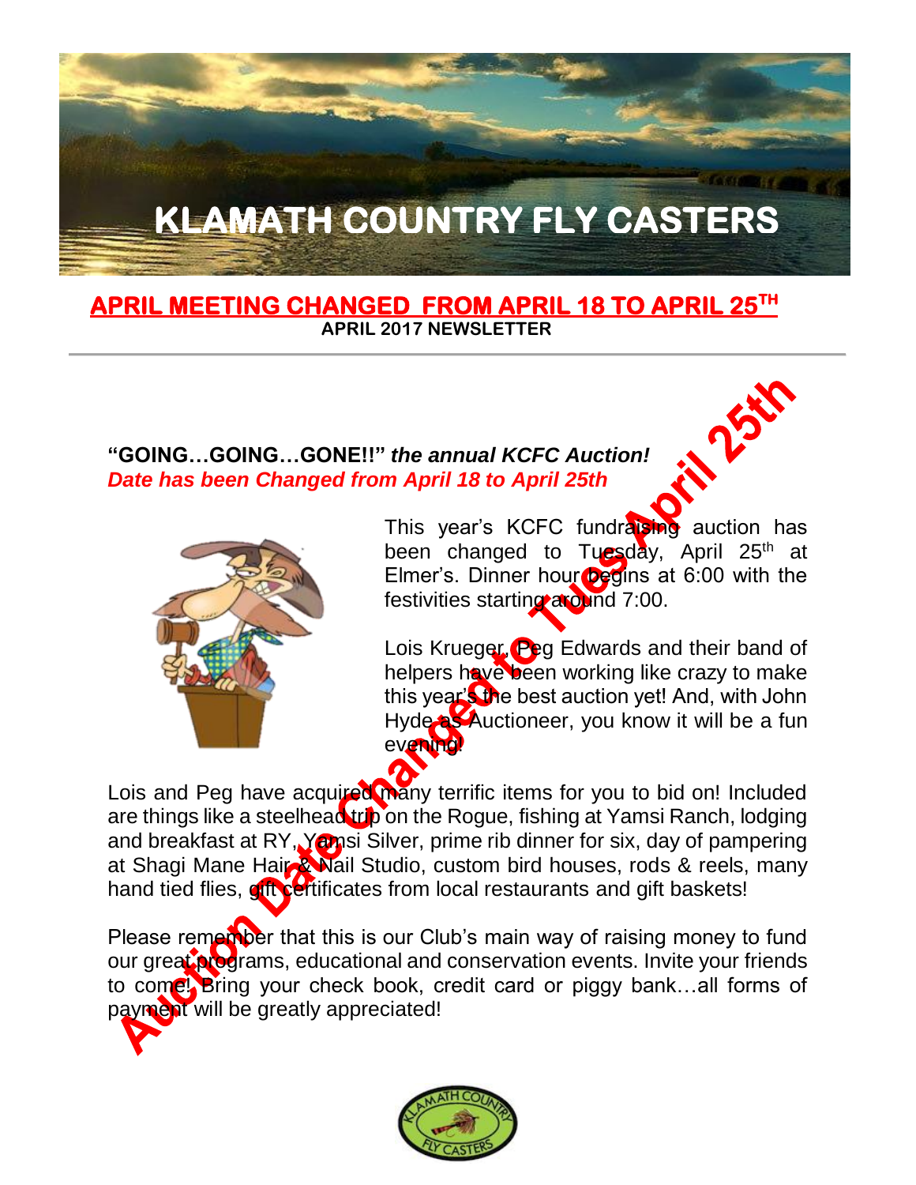# KLAMATH COUNTRY FLY CASTERS

**APRIL MEETING CHANGED FROM APRIL 18 TO APRIL 25TH**

**APRIL 2017 NEWSLETTER**

---

**"GOING…GOING…GONE!!"** ***the annual KCFC Auction!***

***Date has been Changed from April 18 to April 25th***

**Auction Date Changed to Tues April 25th**

This year's KCFC fundraising auction has been changed to Tuesday, April 25th at Elmer's. Dinner hour begins at 6:00 with the festivities starting around 7:00.

Lois Krueger, Peg Edwards and their band of helpers have been working like crazy to make this year's the best auction yet! And, with John Hyde as Auctioneer, you know it will be a fun evening!

Lois and Peg have acquired many terrific items for you to bid on! Included are things like a steelhead trip on the Rogue, fishing at Yamsi Ranch, lodging and breakfast at RY, Yamsi Silver, prime rib dinner for six, day of pampering at Shagi Mane Hair & Nail Studio, custom bird houses, rods & reels, many hand tied flies, gift certificates from local restaurants and gift baskets!

Please remember that this is our Club's main way of raising money to fund our great programs, educational and conservation events. Invite your friends to come! Bring your check book, credit card or piggy bank…all forms of payment will be greatly appreciated!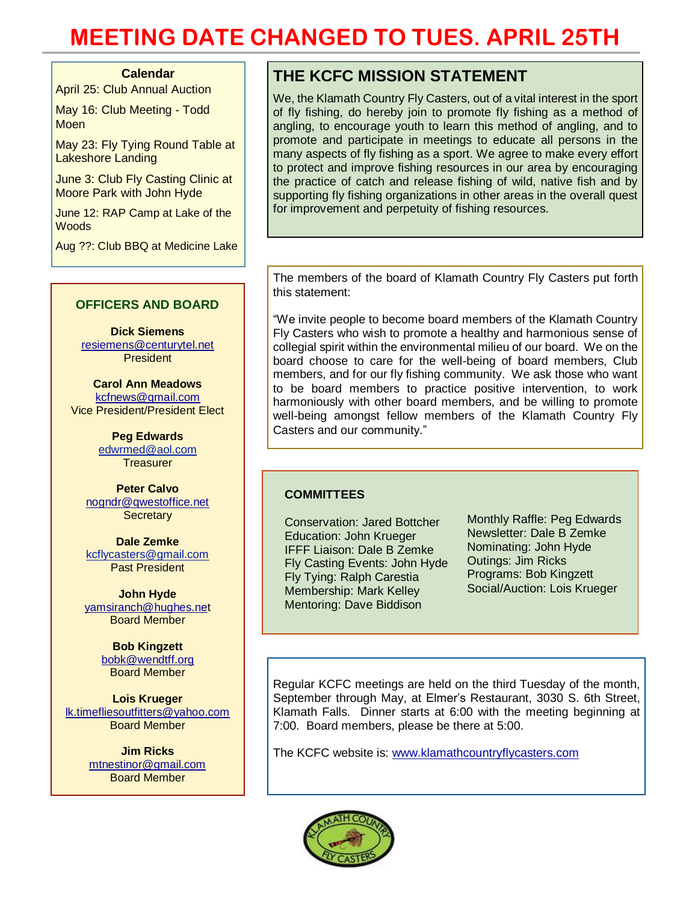# MEETING DATE CHANGED TO TUES. APRIL 25TH

**Calendar**

April 25: Club Annual Auction

May 16: Club Meeting - Todd Moen

May 23: Fly Tying Round Table at Lakeshore Landing

June 3: Club Fly Casting Clinic at Moore Park with John Hyde

June 12: RAP Camp at Lake of the Woods

Aug ??: Club BBQ at Medicine Lake

## OFFICERS AND BOARD

**Dick Siemens**
resiemens@centurytel.net
President

**Carol Ann Meadows**
kcfnews@gmail.com
Vice President/President Elect

**Peg Edwards**
edwrmed@aol.com
Treasurer

**Peter Calvo**
nogndr@qwestoffice.net
Secretary

**Dale Zemke**
kcflycasters@gmail.com
Past President

**John Hyde**
yamsiranch@hughes.net
Board Member

**Bob Kingzett**
bobk@wendtff.org
Board Member

**Lois Krueger**
lk.timefliesoutfitters@yahoo.com
Board Member

**Jim Ricks**
mtnestinor@gmail.com
Board Member

## THE KCFC MISSION STATEMENT

We, the Klamath Country Fly Casters, out of a vital interest in the sport of fly fishing, do hereby join to promote fly fishing as a method of angling, to encourage youth to learn this method of angling, and to promote and participate in meetings to educate all persons in the many aspects of fly fishing as a sport. We agree to make every effort to protect and improve fishing resources in our area by encouraging the practice of catch and release fishing of wild, native fish and by supporting fly fishing organizations in other areas in the overall quest for improvement and perpetuity of fishing resources.

The members of the board of Klamath Country Fly Casters put forth this statement:

"We invite people to become board members of the Klamath Country Fly Casters who wish to promote a healthy and harmonious sense of collegial spirit within the environmental milieu of our board. We on the board choose to care for the well-being of board members, Club members, and for our fly fishing community. We ask those who want to be board members to practice positive intervention, to work harmoniously with other board members, and be willing to promote well-being amongst fellow members of the Klamath Country Fly Casters and our community."

**COMMITTEES**

Conservation: Jared Bottcher
Education: John Krueger
IFFF Liaison: Dale B Zemke
Fly Casting Events: John Hyde
Fly Tying: Ralph Carestia
Membership: Mark Kelley
Mentoring: Dave Biddison
Monthly Raffle: Peg Edwards
Newsletter: Dale B Zemke
Nominating: John Hyde
Outings: Jim Ricks
Programs: Bob Kingzett
Social/Auction: Lois Krueger

Regular KCFC meetings are held on the third Tuesday of the month, September through May, at Elmer's Restaurant, 3030 S. 6th Street, Klamath Falls. Dinner starts at 6:00 with the meeting beginning at 7:00. Board members, please be there at 5:00.

The KCFC website is: www.klamathcountryflycasters.com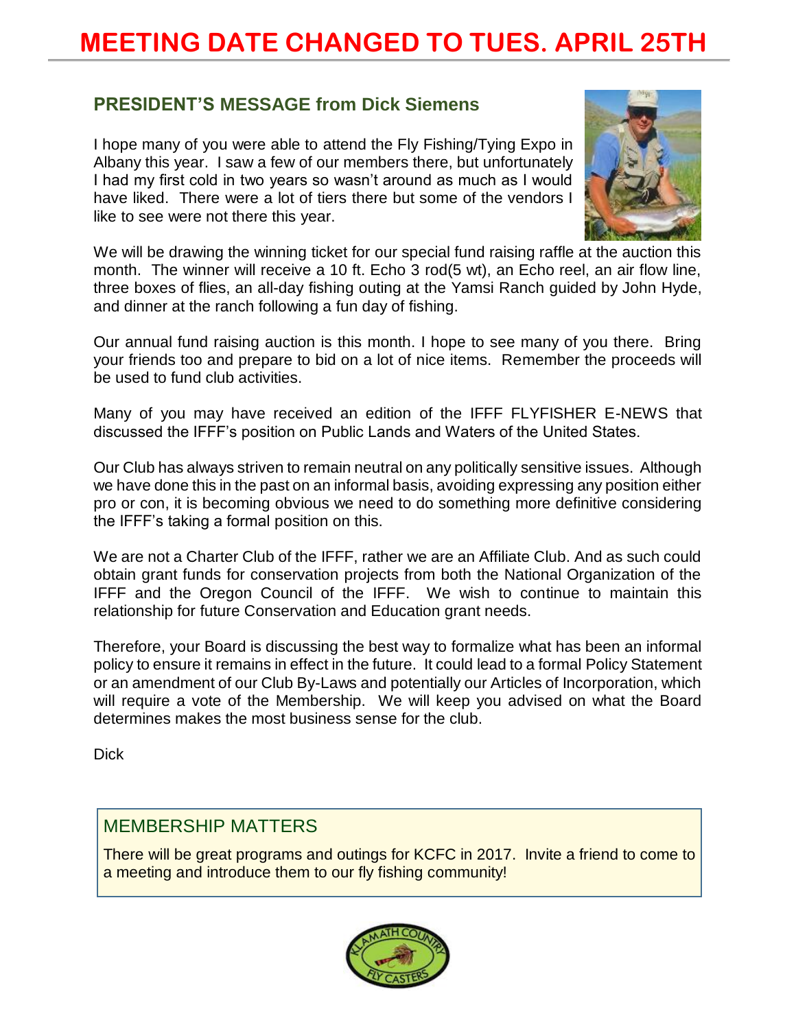# MEETING DATE CHANGED TO TUES. APRIL 25TH

## PRESIDENT'S MESSAGE from Dick Siemens

I hope many of you were able to attend the Fly Fishing/Tying Expo in Albany this year. I saw a few of our members there, but unfortunately I had my first cold in two years so wasn't around as much as I would have liked. There were a lot of tiers there but some of the vendors I like to see were not there this year.

We will be drawing the winning ticket for our special fund raising raffle at the auction this month. The winner will receive a 10 ft. Echo 3 rod(5 wt), an Echo reel, an air flow line, three boxes of flies, an all-day fishing outing at the Yamsi Ranch guided by John Hyde, and dinner at the ranch following a fun day of fishing.

Our annual fund raising auction is this month. I hope to see many of you there. Bring your friends too and prepare to bid on a lot of nice items. Remember the proceeds will be used to fund club activities.

Many of you may have received an edition of the IFFF FLYFISHER E-NEWS that discussed the IFFF's position on Public Lands and Waters of the United States.

Our Club has always striven to remain neutral on any politically sensitive issues. Although we have done this in the past on an informal basis, avoiding expressing any position either pro or con, it is becoming obvious we need to do something more definitive considering the IFFF's taking a formal position on this.

We are not a Charter Club of the IFFF, rather we are an Affiliate Club. And as such could obtain grant funds for conservation projects from both the National Organization of the IFFF and the Oregon Council of the IFFF. We wish to continue to maintain this relationship for future Conservation and Education grant needs.

Therefore, your Board is discussing the best way to formalize what has been an informal policy to ensure it remains in effect in the future. It could lead to a formal Policy Statement or an amendment of our Club By-Laws and potentially our Articles of Incorporation, which will require a vote of the Membership. We will keep you advised on what the Board determines makes the most business sense for the club.

Dick

## MEMBERSHIP MATTERS

There will be great programs and outings for KCFC in 2017. Invite a friend to come to a meeting and introduce them to our fly fishing community!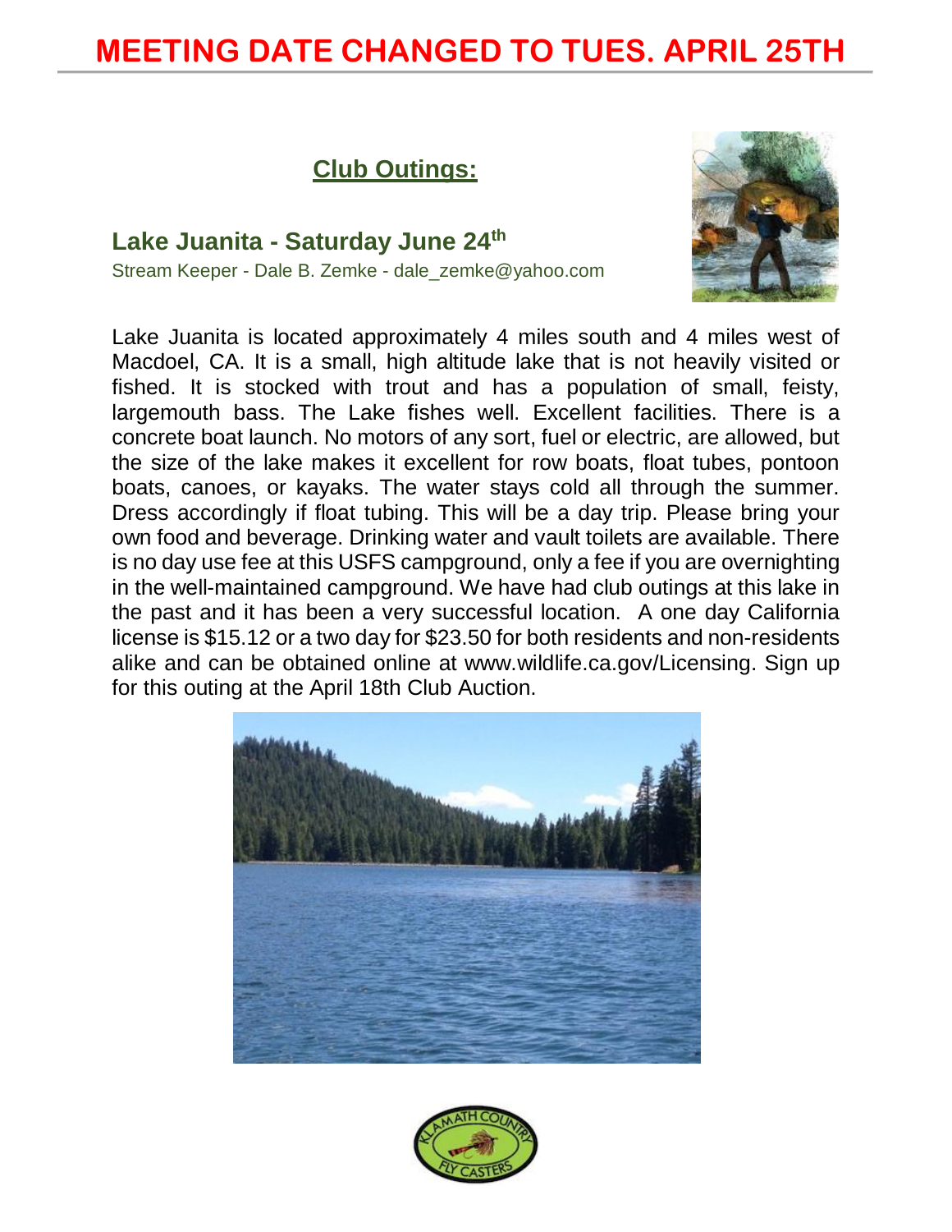# MEETING DATE CHANGED TO TUES. APRIL 25TH

## Club Outings:

### Lake Juanita - Saturday June 24th

Stream Keeper - Dale B. Zemke - dale_zemke@yahoo.com

Lake Juanita is located approximately 4 miles south and 4 miles west of Macdoel, CA. It is a small, high altitude lake that is not heavily visited or fished. It is stocked with trout and has a population of small, feisty, largemouth bass. The Lake fishes well. Excellent facilities. There is a concrete boat launch. No motors of any sort, fuel or electric, are allowed, but the size of the lake makes it excellent for row boats, float tubes, pontoon boats, canoes, or kayaks. The water stays cold all through the summer. Dress accordingly if float tubing. This will be a day trip. Please bring your own food and beverage. Drinking water and vault toilets are available. There is no day use fee at this USFS campground, only a fee if you are overnighting in the well-maintained campground. We have had club outings at this lake in the past and it has been a very successful location. A one day California license is $15.12 or a two day for $23.50 for both residents and non-residents alike and can be obtained online at www.wildlife.ca.gov/Licensing. Sign up for this outing at the April 18th Club Auction.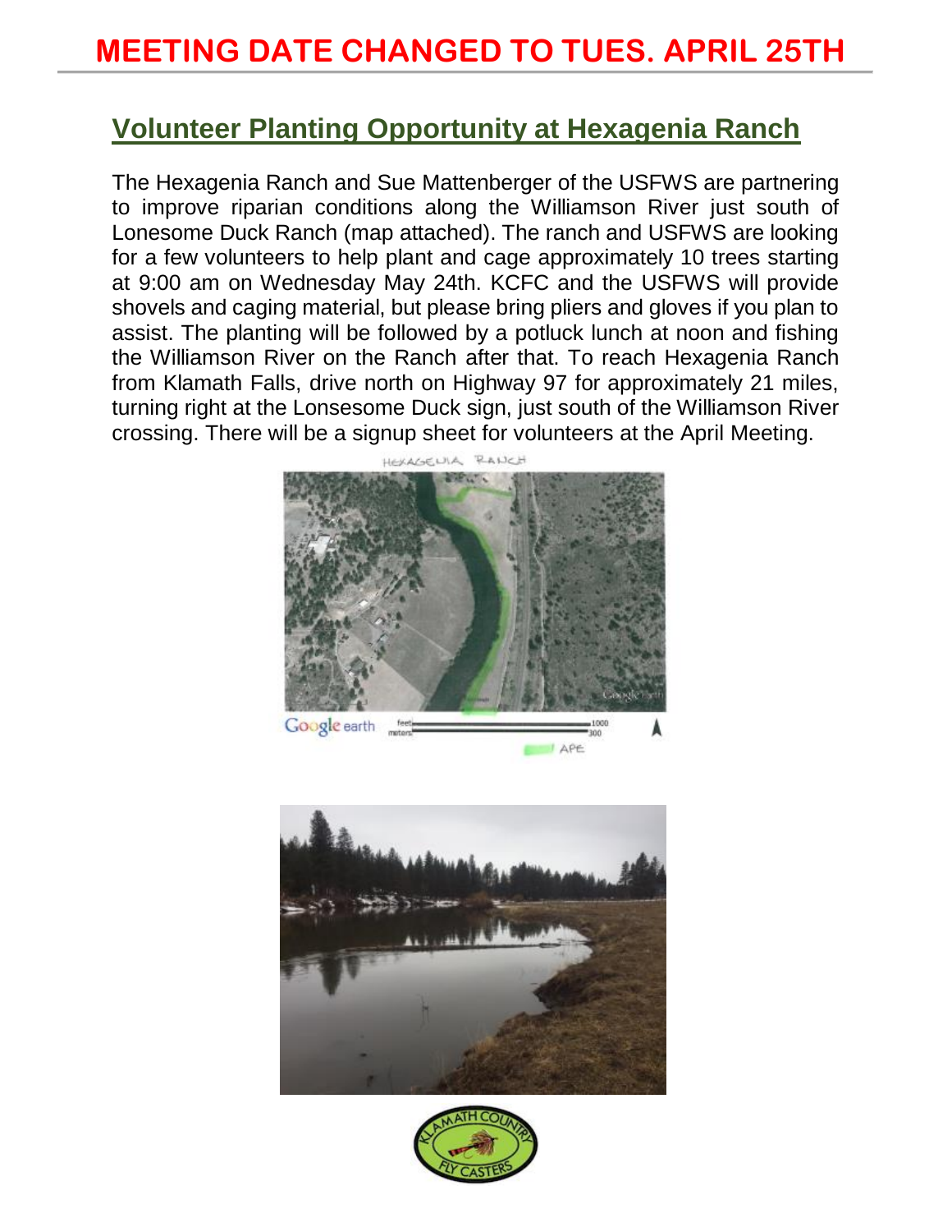# MEETING DATE CHANGED TO TUES. APRIL 25TH

## Volunteer Planting Opportunity at Hexagenia Ranch

The Hexagenia Ranch and Sue Mattenberger of the USFWS are partnering to improve riparian conditions along the Williamson River just south of Lonesome Duck Ranch (map attached). The ranch and USFWS are looking for a few volunteers to help plant and cage approximately 10 trees starting at 9:00 am on Wednesday May 24th. KCFC and the USFWS will provide shovels and caging material, but please bring pliers and gloves if you plan to assist. The planting will be followed by a potluck lunch at noon and fishing the Williamson River on the Ranch after that. To reach Hexagenia Ranch from Klamath Falls, drive north on Highway 97 for approximately 21 miles, turning right at the Lonsesome Duck sign, just south of the Williamson River crossing. There will be a signup sheet for volunteers at the April Meeting.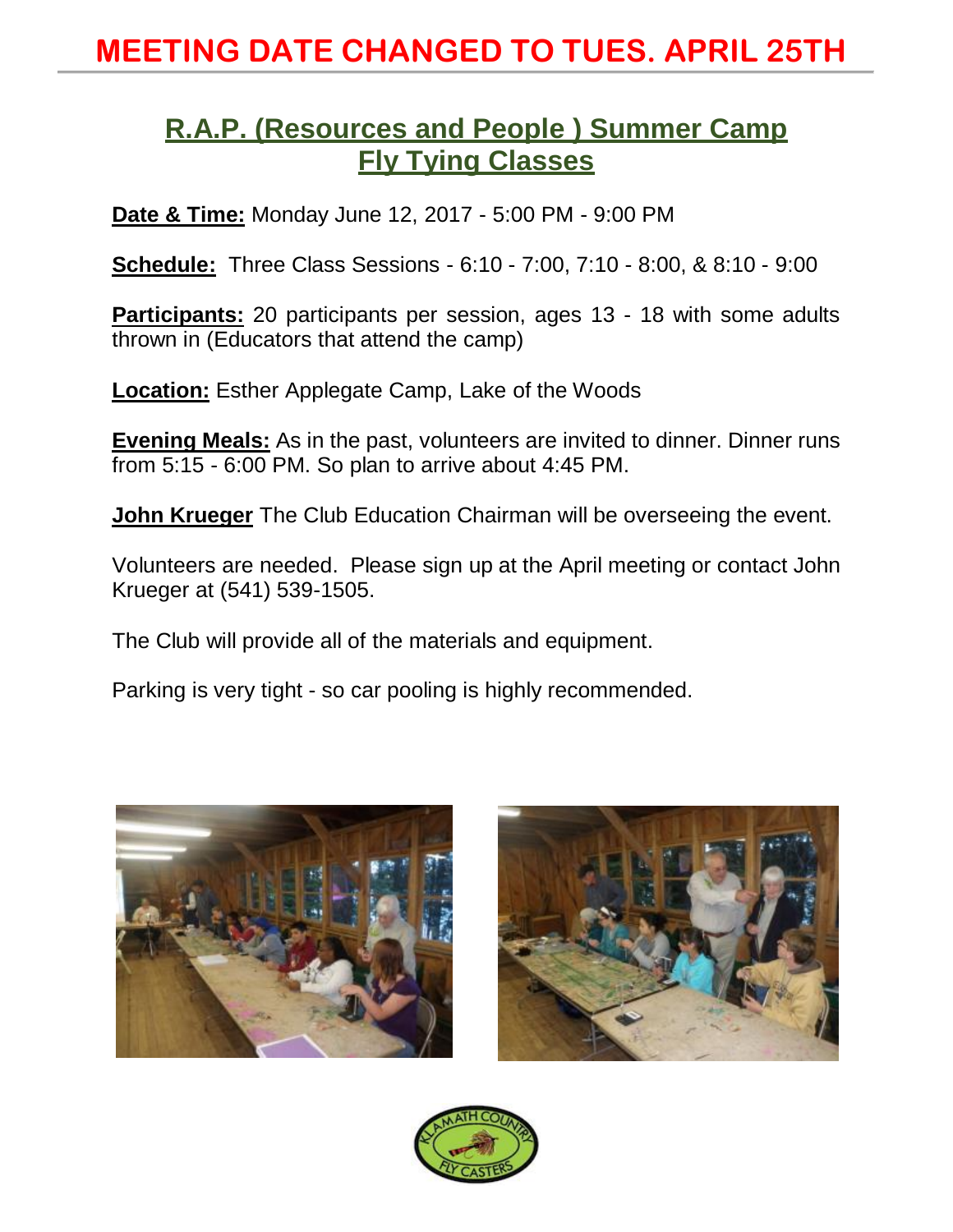# MEETING DATE CHANGED TO TUES. APRIL 25TH

## R.A.P. (Resources and People ) Summer Camp Fly Tying Classes

**Date & Time:** Monday June 12, 2017 - 5:00 PM - 9:00 PM

**Schedule:** Three Class Sessions - 6:10 - 7:00, 7:10 - 8:00, & 8:10 - 9:00

**Participants:** 20 participants per session, ages 13 - 18 with some adults thrown in (Educators that attend the camp)

**Location:** Esther Applegate Camp, Lake of the Woods

**Evening Meals:** As in the past, volunteers are invited to dinner. Dinner runs from 5:15 - 6:00 PM. So plan to arrive about 4:45 PM.

**John Krueger** The Club Education Chairman will be overseeing the event.

Volunteers are needed. Please sign up at the April meeting or contact John Krueger at (541) 539-1505.

The Club will provide all of the materials and equipment.

Parking is very tight - so car pooling is highly recommended.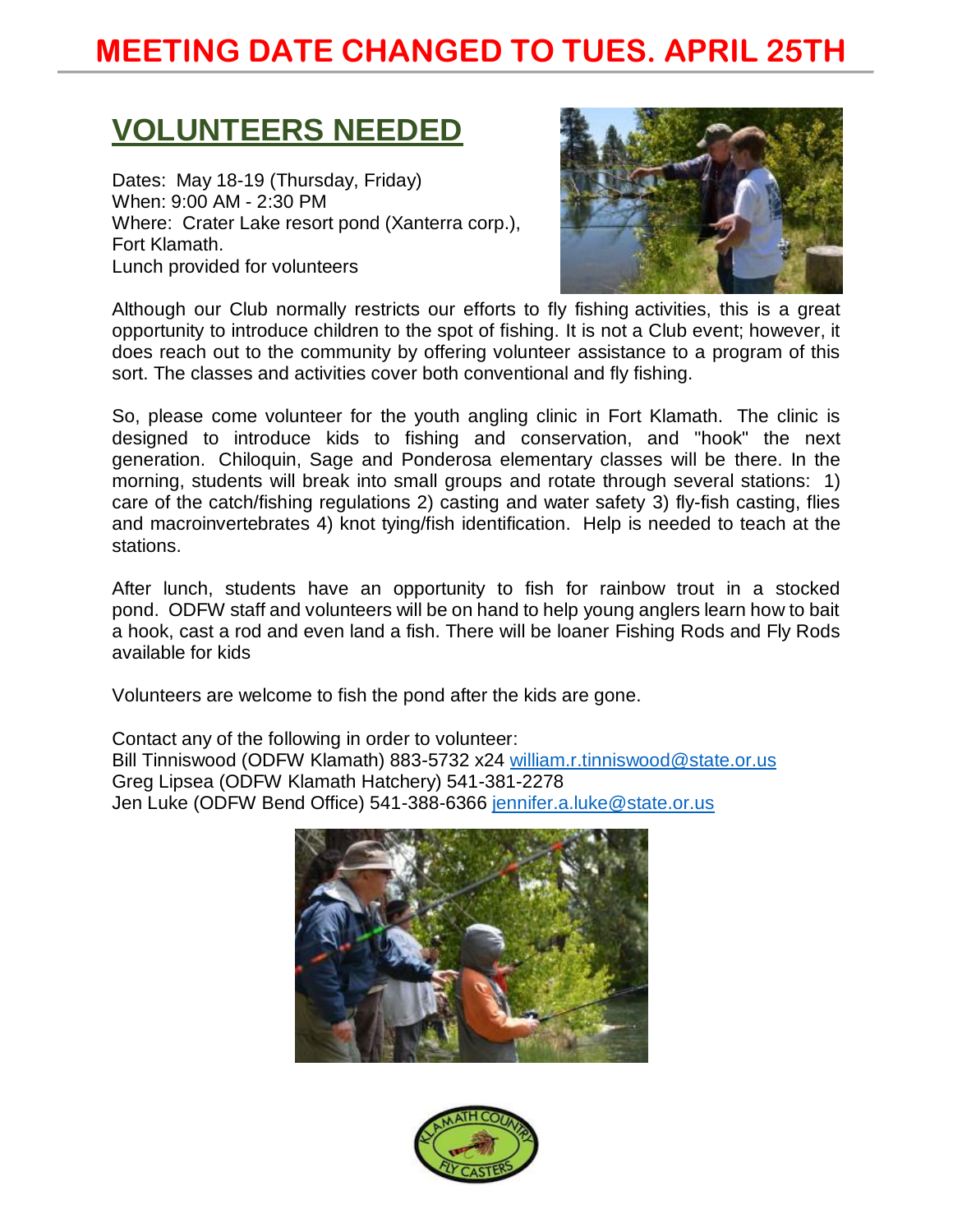# MEETING DATE CHANGED TO TUES. APRIL 25TH

## VOLUNTEERS NEEDED

Dates: May 18-19 (Thursday, Friday)
When: 9:00 AM - 2:30 PM
Where: Crater Lake resort pond (Xanterra corp.), Fort Klamath.
Lunch provided for volunteers

Although our Club normally restricts our efforts to fly fishing activities, this is a great opportunity to introduce children to the spot of fishing. It is not a Club event; however, it does reach out to the community by offering volunteer assistance to a program of this sort. The classes and activities cover both conventional and fly fishing.

So, please come volunteer for the youth angling clinic in Fort Klamath. The clinic is designed to introduce kids to fishing and conservation, and "hook" the next generation. Chiloquin, Sage and Ponderosa elementary classes will be there. In the morning, students will break into small groups and rotate through several stations: 1) care of the catch/fishing regulations 2) casting and water safety 3) fly-fish casting, flies and macroinvertebrates 4) knot tying/fish identification. Help is needed to teach at the stations.

After lunch, students have an opportunity to fish for rainbow trout in a stocked pond. ODFW staff and volunteers will be on hand to help young anglers learn how to bait a hook, cast a rod and even land a fish. There will be loaner Fishing Rods and Fly Rods available for kids

Volunteers are welcome to fish the pond after the kids are gone.

Contact any of the following in order to volunteer:
Bill Tinniswood (ODFW Klamath) 883-5732 x24 william.r.tinniswood@state.or.us
Greg Lipsea (ODFW Klamath Hatchery) 541-381-2278
Jen Luke (ODFW Bend Office) 541-388-6366 jennifer.a.luke@state.or.us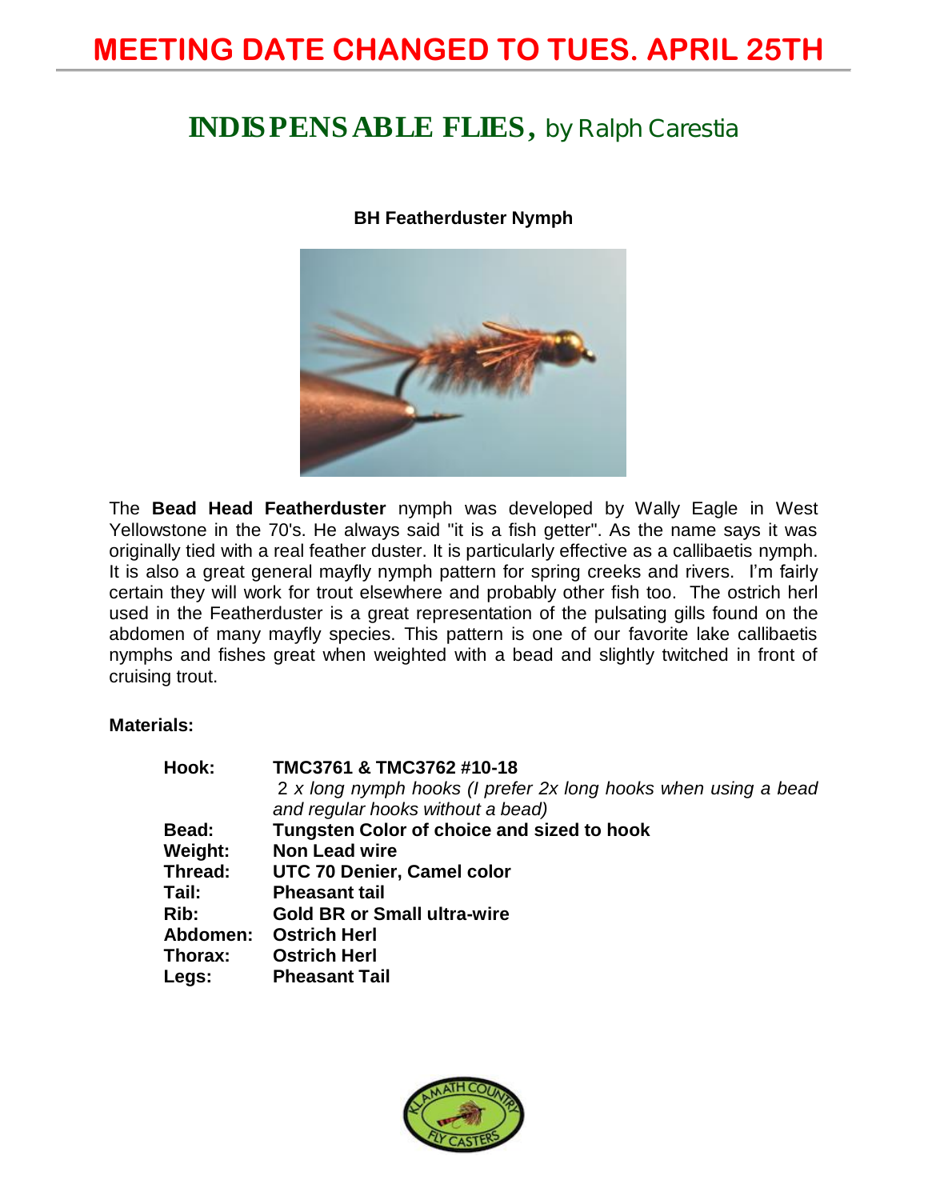# MEETING DATE CHANGED TO TUES. APRIL 25TH

## INDISPENSABLE FLIES, by Ralph Carestia

**BH Featherduster Nymph**

The **Bead Head Featherduster** nymph was developed by Wally Eagle in West Yellowstone in the 70's. He always said "it is a fish getter". As the name says it was originally tied with a real feather duster. It is particularly effective as a callibaetis nymph. It is also a great general mayfly nymph pattern for spring creeks and rivers. I'm fairly certain they will work for trout elsewhere and probably other fish too. The ostrich herl used in the Featherduster is a great representation of the pulsating gills found on the abdomen of many mayfly species. This pattern is one of our favorite lake callibaetis nymphs and fishes great when weighted with a bead and slightly twitched in front of cruising trout.

**Materials:**

**Hook:** **TMC3761 & TMC3762 #10-18**
*2 x long nymph hooks (I prefer 2x long hooks when using a bead and regular hooks without a bead)*
**Bead:** **Tungsten Color of choice and sized to hook**
**Weight:** **Non Lead wire**
**Thread:** **UTC 70 Denier, Camel color**
**Tail:** **Pheasant tail**
**Rib:** **Gold BR or Small ultra-wire**
**Abdomen:** **Ostrich Herl**
**Thorax:** **Ostrich Herl**
**Legs:** **Pheasant Tail**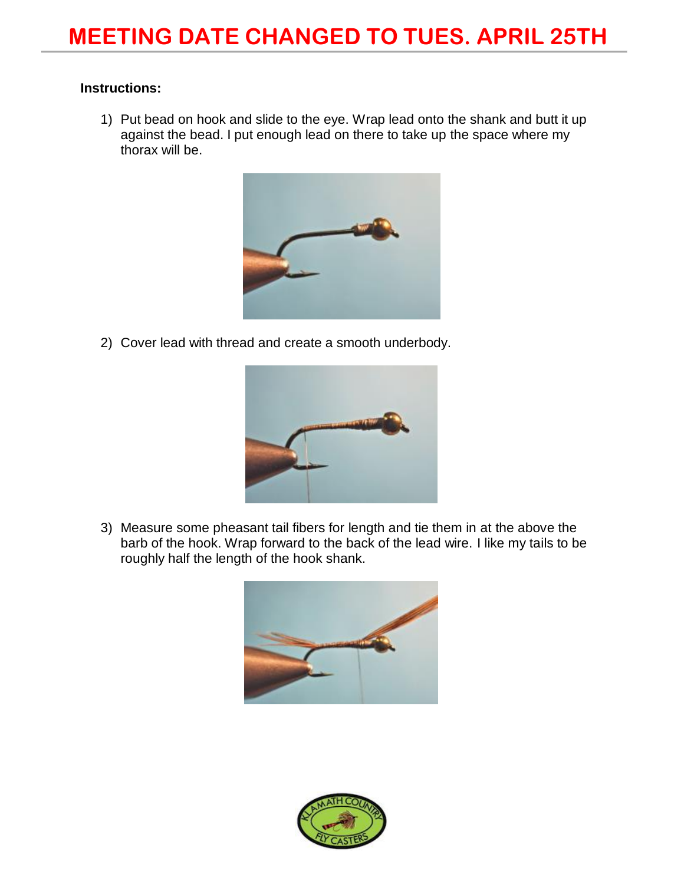# MEETING DATE CHANGED TO TUES. APRIL 25TH

**Instructions:**

1) Put bead on hook and slide to the eye. Wrap lead onto the shank and butt it up against the bead. I put enough lead on there to take up the space where my thorax will be.

2) Cover lead with thread and create a smooth underbody.

3) Measure some pheasant tail fibers for length and tie them in at the above the barb of the hook. Wrap forward to the back of the lead wire. I like my tails to be roughly half the length of the hook shank.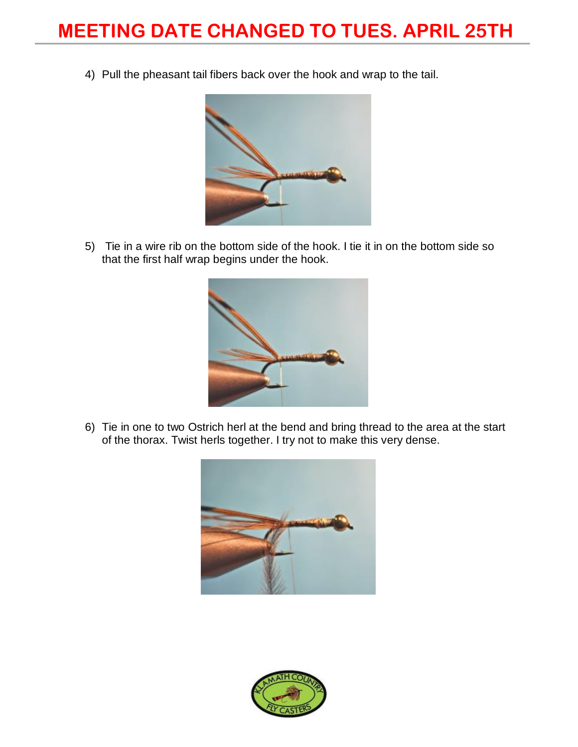# MEETING DATE CHANGED TO TUES. APRIL 25TH

4) Pull the pheasant tail fibers back over the hook and wrap to the tail.

5) Tie in a wire rib on the bottom side of the hook. I tie it in on the bottom side so that the first half wrap begins under the hook.

6) Tie in one to two Ostrich herl at the bend and bring thread to the area at the start of the thorax. Twist herls together. I try not to make this very dense.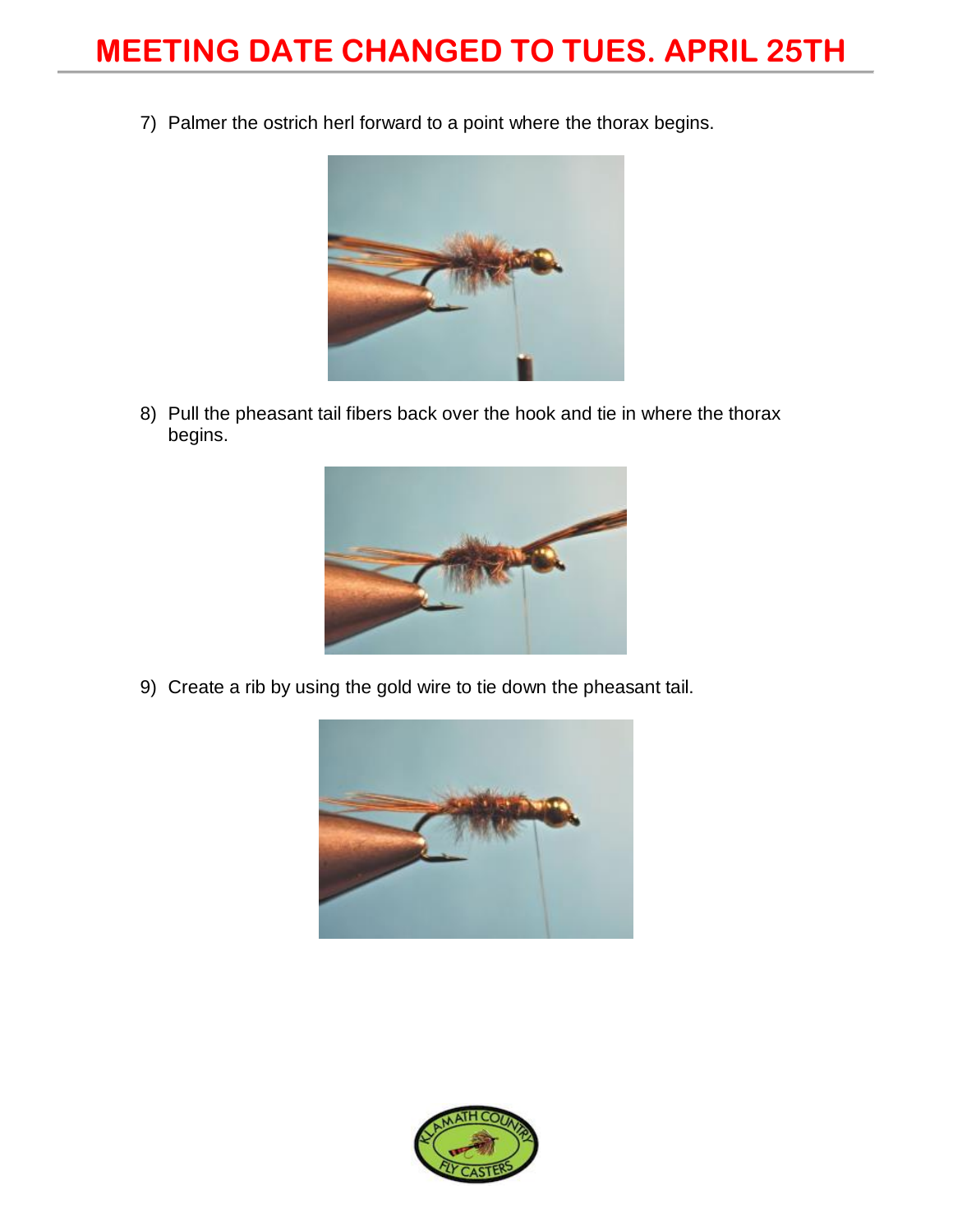# MEETING DATE CHANGED TO TUES. APRIL 25TH

7) Palmer the ostrich herl forward to a point where the thorax begins.

8) Pull the pheasant tail fibers back over the hook and tie in where the thorax begins.

9) Create a rib by using the gold wire to tie down the pheasant tail.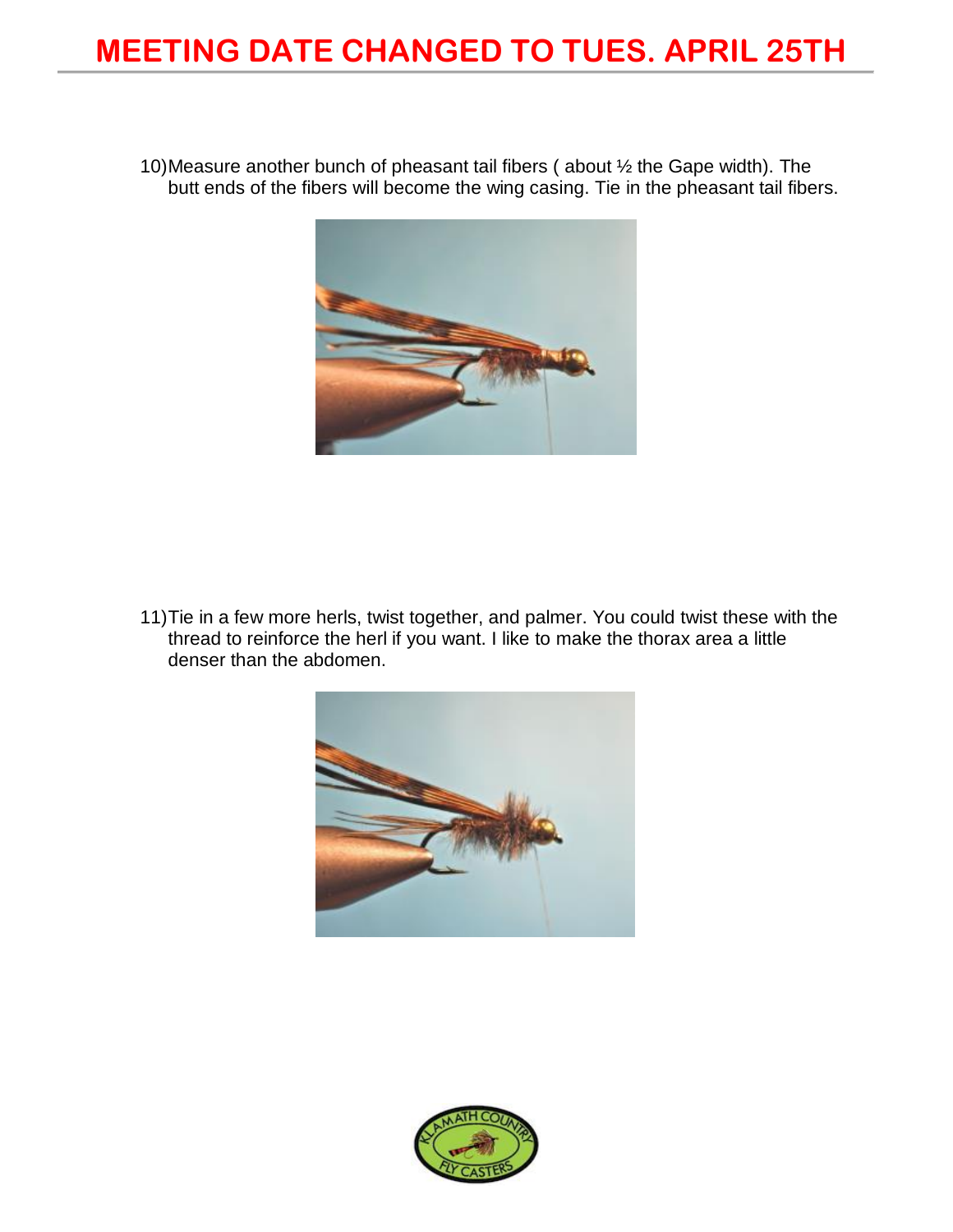# MEETING DATE CHANGED TO TUES. APRIL 25TH

10) Measure another bunch of pheasant tail fibers ( about ½ the Gape width). The butt ends of the fibers will become the wing casing. Tie in the pheasant tail fibers.

11) Tie in a few more herls, twist together, and palmer. You could twist these with the thread to reinforce the herl if you want. I like to make the thorax area a little denser than the abdomen.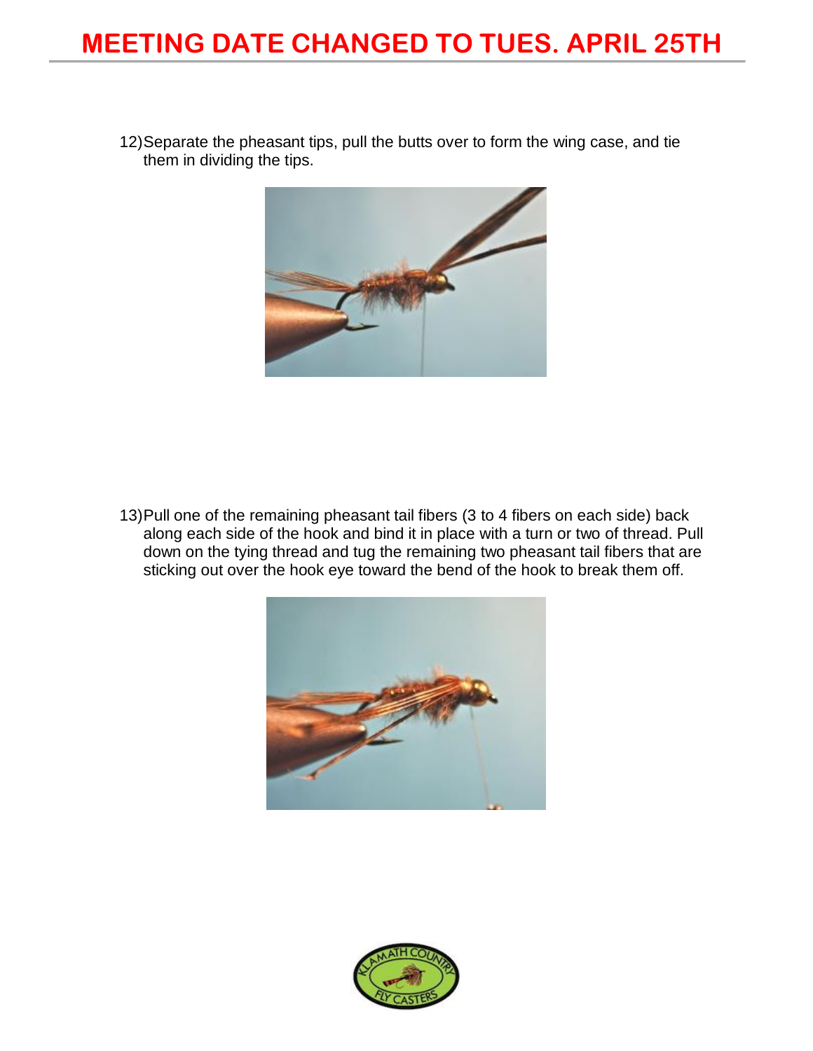# MEETING DATE CHANGED TO TUES. APRIL 25TH

12) Separate the pheasant tips, pull the butts over to form the wing case, and tie them in dividing the tips.

13) Pull one of the remaining pheasant tail fibers (3 to 4 fibers on each side) back along each side of the hook and bind it in place with a turn or two of thread. Pull down on the tying thread and tug the remaining two pheasant tail fibers that are sticking out over the hook eye toward the bend of the hook to break them off.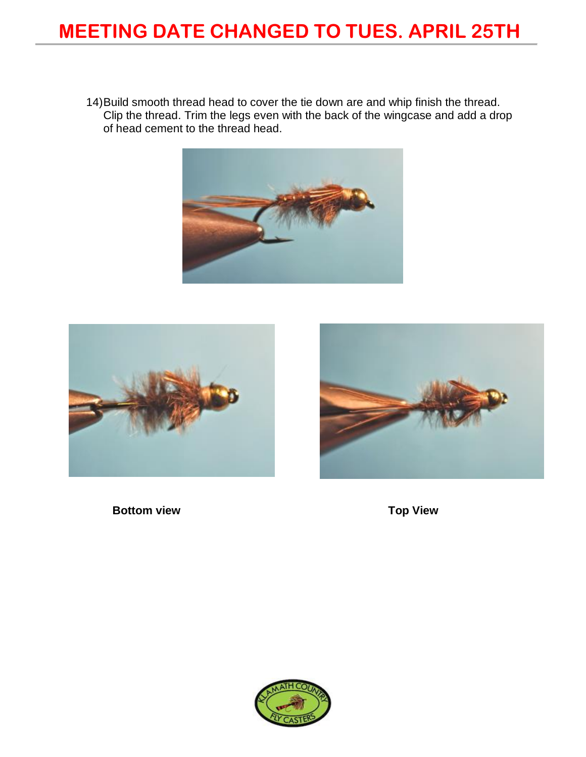# MEETING DATE CHANGED TO TUES. APRIL 25TH

14) Build smooth thread head to cover the tie down are and whip finish the thread. Clip the thread. Trim the legs even with the back of the wingcase and add a drop of head cement to the thread head.

**Bottom view** **Top View**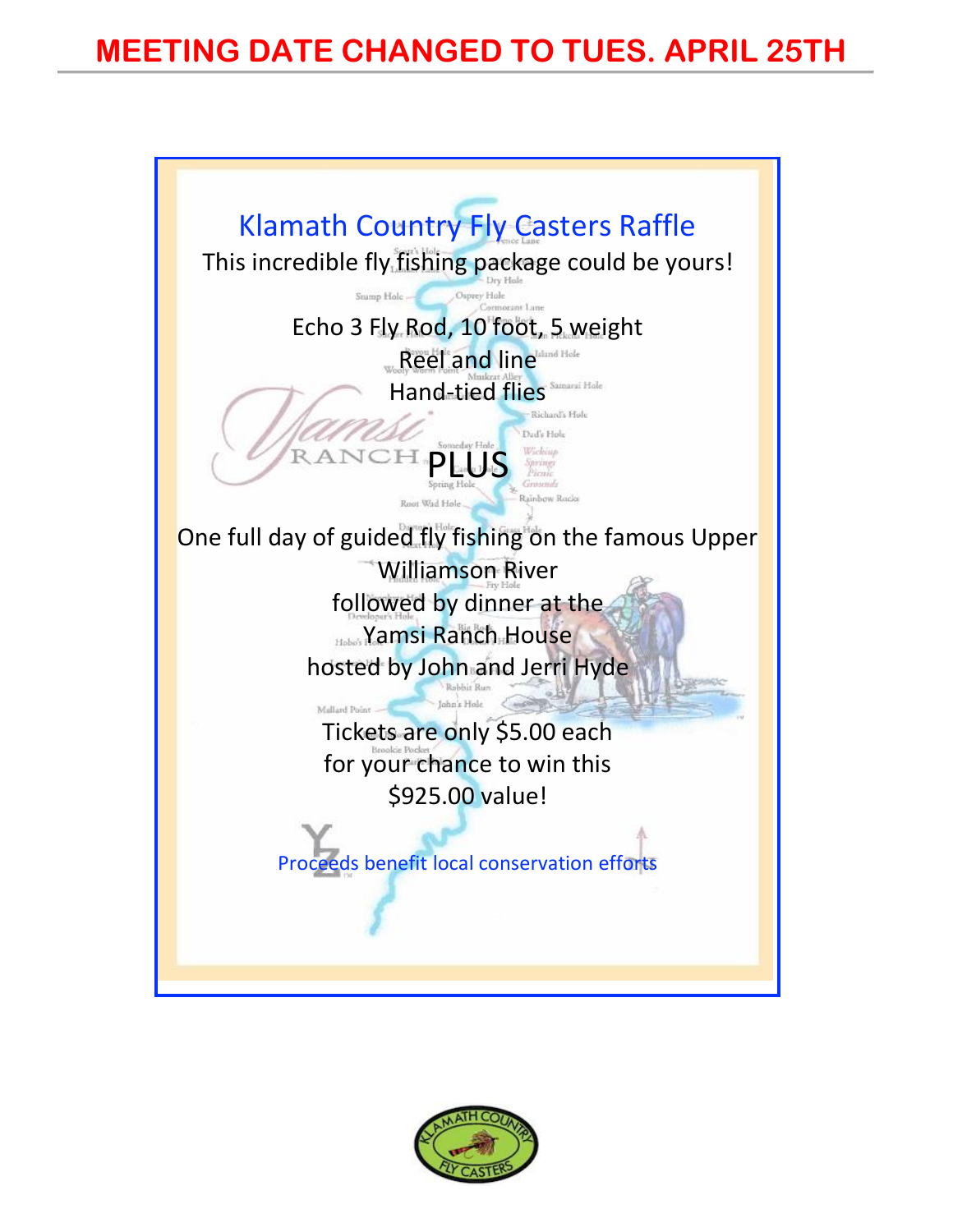# MEETING DATE CHANGED TO TUES. APRIL 25TH

## Klamath Country Fly Casters Raffle

This incredible fly fishing package could be yours!

Echo 3 Fly Rod, 10 foot, 5 weight
Reel and line
Hand-tied flies

PLUS

One full day of guided fly fishing on the famous Upper Williamson River
followed by dinner at the
Yamsi Ranch House
hosted by John and Jerri Hyde

Tickets are only $5.00 each
for your chance to win this
$925.00 value!

Proceeds benefit local conservation efforts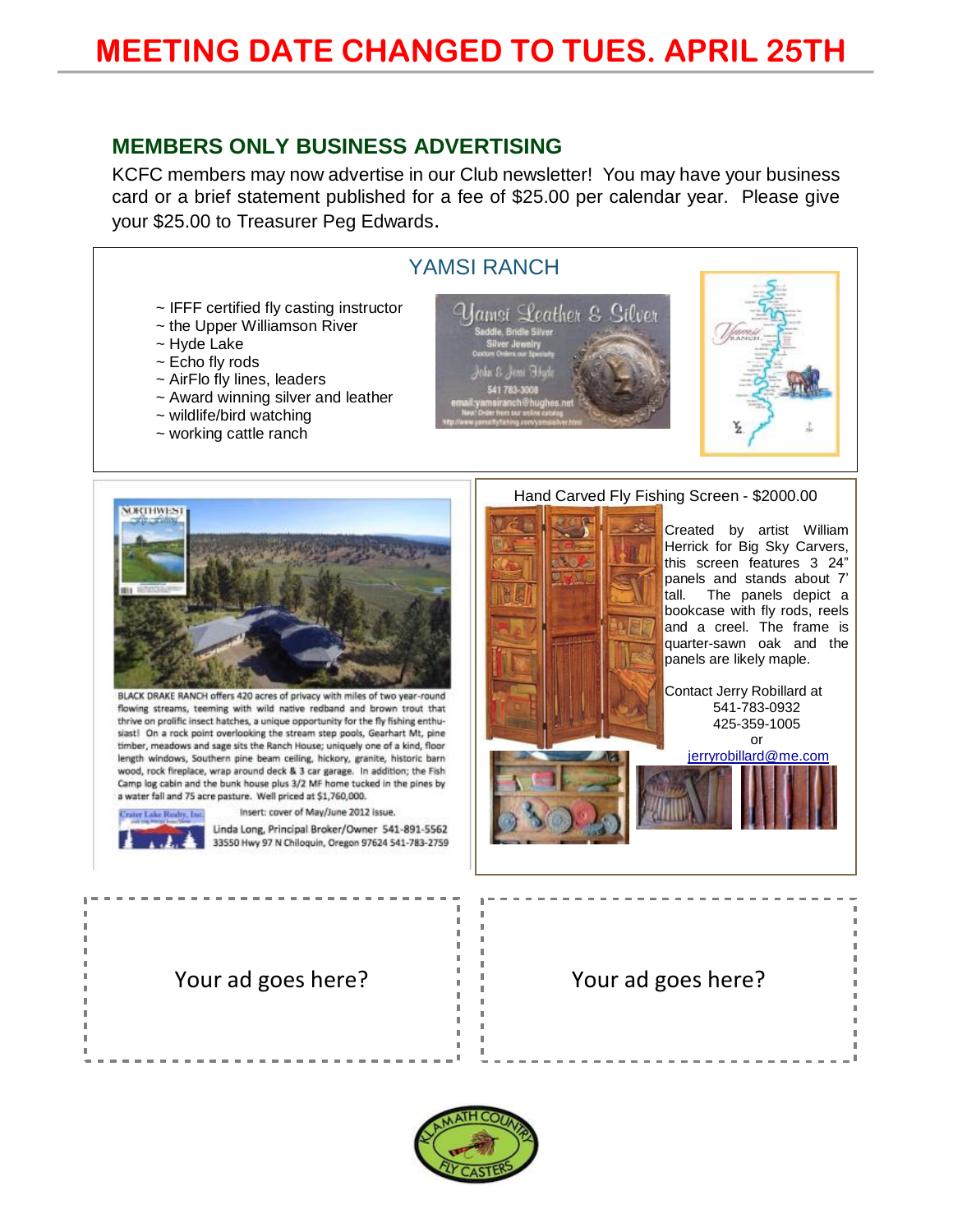# MEETING DATE CHANGED TO TUES. APRIL 25TH

## MEMBERS ONLY BUSINESS ADVERTISING

KCFC members may now advertise in our Club newsletter! You may have your business card or a brief statement published for a fee of $25.00 per calendar year. Please give your $25.00 to Treasurer Peg Edwards.

### YAMSI RANCH

- ~ IFFF certified fly casting instructor
- ~ the Upper Williamson River
- ~ Hyde Lake
- ~ Echo fly rods
- ~ AirFlo fly lines, leaders
- ~ Award winning silver and leather
- ~ wildlife/bird watching
- ~ working cattle ranch

Yamsi Leather & Silver
Saddle, Bridle Silver
Silver Jewelry
Custom Orders our Specialty
John & Jeni Hyde
541 783-3008
email:yamsiranch@hughes.net
New! Order from our online catalog

BLACK DRAKE RANCH offers 420 acres of privacy with miles of two year-round flowing streams, teeming with wild native redband and brown trout that thrive on prolific insect hatches, a unique opportunity for the fly fishing enthusiast! On a rock point overlooking the stream step pools, Gearhart Mt, pine timber, meadows and sage sits the Ranch House; uniquely one of a kind, floor length windows, Southern pine beam ceiling, hickory, granite, historic barn wood, rock fireplace, wrap around deck & 3 car garage. In addition; the Fish Camp log cabin and the bunk house plus 3/2 MF home tucked in the pines by a water fall and 75 acre pasture. Well priced at $1,760,000.

Crater Lake Realty, Inc.

Insert: cover of May/June 2012 issue.

Linda Long, Principal Broker/Owner 541-891-5562
33550 Hwy 97 N Chiloquin, Oregon 97624 541-783-2759

### Hand Carved Fly Fishing Screen - $2000.00

Created by artist William Herrick for Big Sky Carvers, this screen features 3 24" panels and stands about 7' tall. The panels depict a bookcase with fly rods, reels and a creel. The frame is quarter-sawn oak and the panels are likely maple.

Contact Jerry Robillard at
541-783-0932
425-359-1005
or
jerryrobillard@me.com

Your ad goes here?

Your ad goes here?

KLAMATH COUNTRY FLY CASTERS